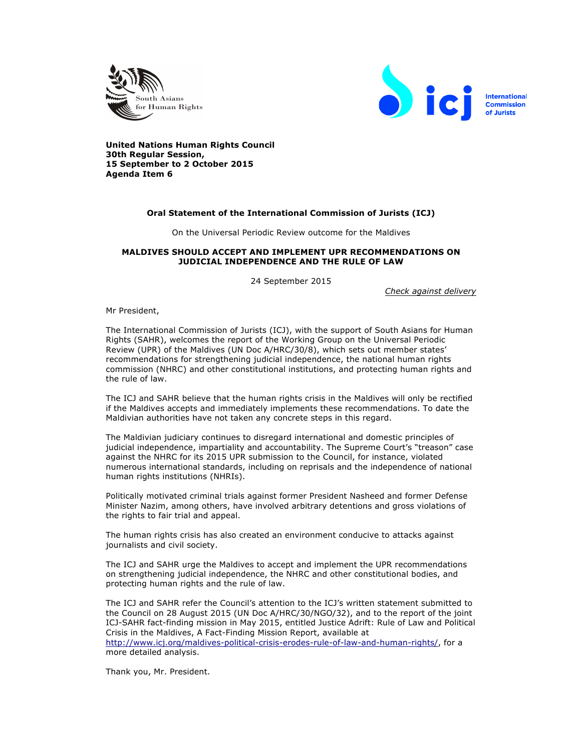South Asians for Human Rights

International Commission of Jurists

**United Nations Human Rights Council**
**30th Regular Session,**
**15 September to 2 October 2015**
**Agenda Item 6**

**Oral Statement of the International Commission of Jurists (ICJ)**

On the Universal Periodic Review outcome for the Maldives

**MALDIVES SHOULD ACCEPT AND IMPLEMENT UPR RECOMMENDATIONS ON JUDICIAL INDEPENDENCE AND THE RULE OF LAW**

24 September 2015

*Check against delivery*

Mr President,

The International Commission of Jurists (ICJ), with the support of South Asians for Human Rights (SAHR), welcomes the report of the Working Group on the Universal Periodic Review (UPR) of the Maldives (UN Doc A/HRC/30/8), which sets out member states' recommendations for strengthening judicial independence, the national human rights commission (NHRC) and other constitutional institutions, and protecting human rights and the rule of law.

The ICJ and SAHR believe that the human rights crisis in the Maldives will only be rectified if the Maldives accepts and immediately implements these recommendations. To date the Maldivian authorities have not taken any concrete steps in this regard.

The Maldivian judiciary continues to disregard international and domestic principles of judicial independence, impartiality and accountability. The Supreme Court's "treason" case against the NHRC for its 2015 UPR submission to the Council, for instance, violated numerous international standards, including on reprisals and the independence of national human rights institutions (NHRIs).

Politically motivated criminal trials against former President Nasheed and former Defense Minister Nazim, among others, have involved arbitrary detentions and gross violations of the rights to fair trial and appeal.

The human rights crisis has also created an environment conducive to attacks against journalists and civil society.

The ICJ and SAHR urge the Maldives to accept and implement the UPR recommendations on strengthening judicial independence, the NHRC and other constitutional bodies, and protecting human rights and the rule of law.

The ICJ and SAHR refer the Council's attention to the ICJ's written statement submitted to the Council on 28 August 2015 (UN Doc A/HRC/30/NGO/32), and to the report of the joint ICJ-SAHR fact-finding mission in May 2015, entitled Justice Adrift: Rule of Law and Political Crisis in the Maldives, A Fact-Finding Mission Report, available at http://www.icj.org/maldives-political-crisis-erodes-rule-of-law-and-human-rights/, for a more detailed analysis.

Thank you, Mr. President.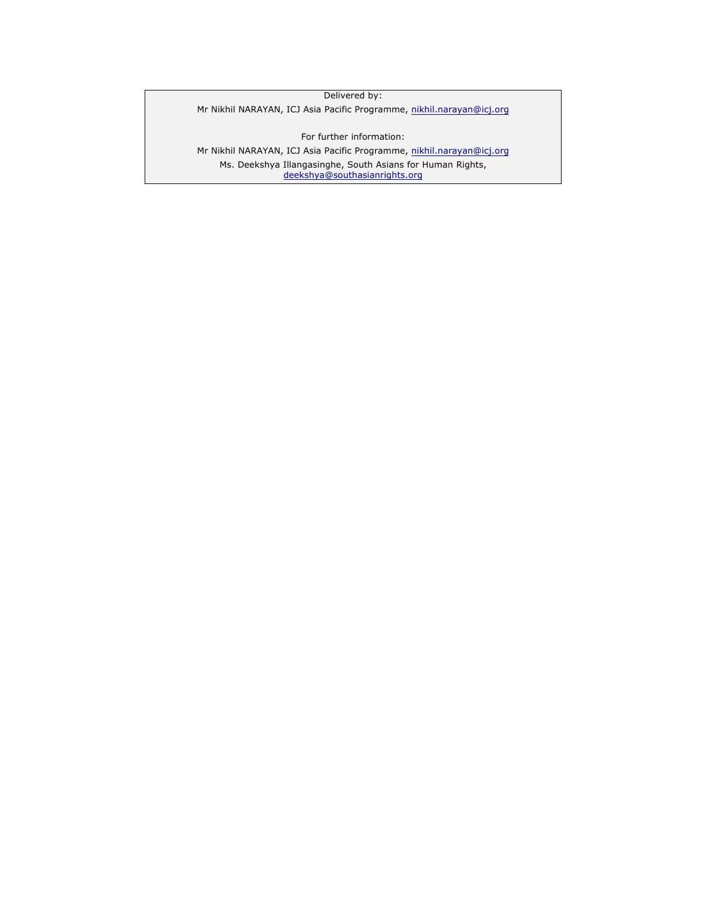Delivered by:

Mr Nikhil NARAYAN, ICJ Asia Pacific Programme, nikhil.narayan@icj.org

For further information:

Mr Nikhil NARAYAN, ICJ Asia Pacific Programme, nikhil.narayan@icj.org

Ms. Deekshya Illangasinghe, South Asians for Human Rights, deekshya@southasianrights.org